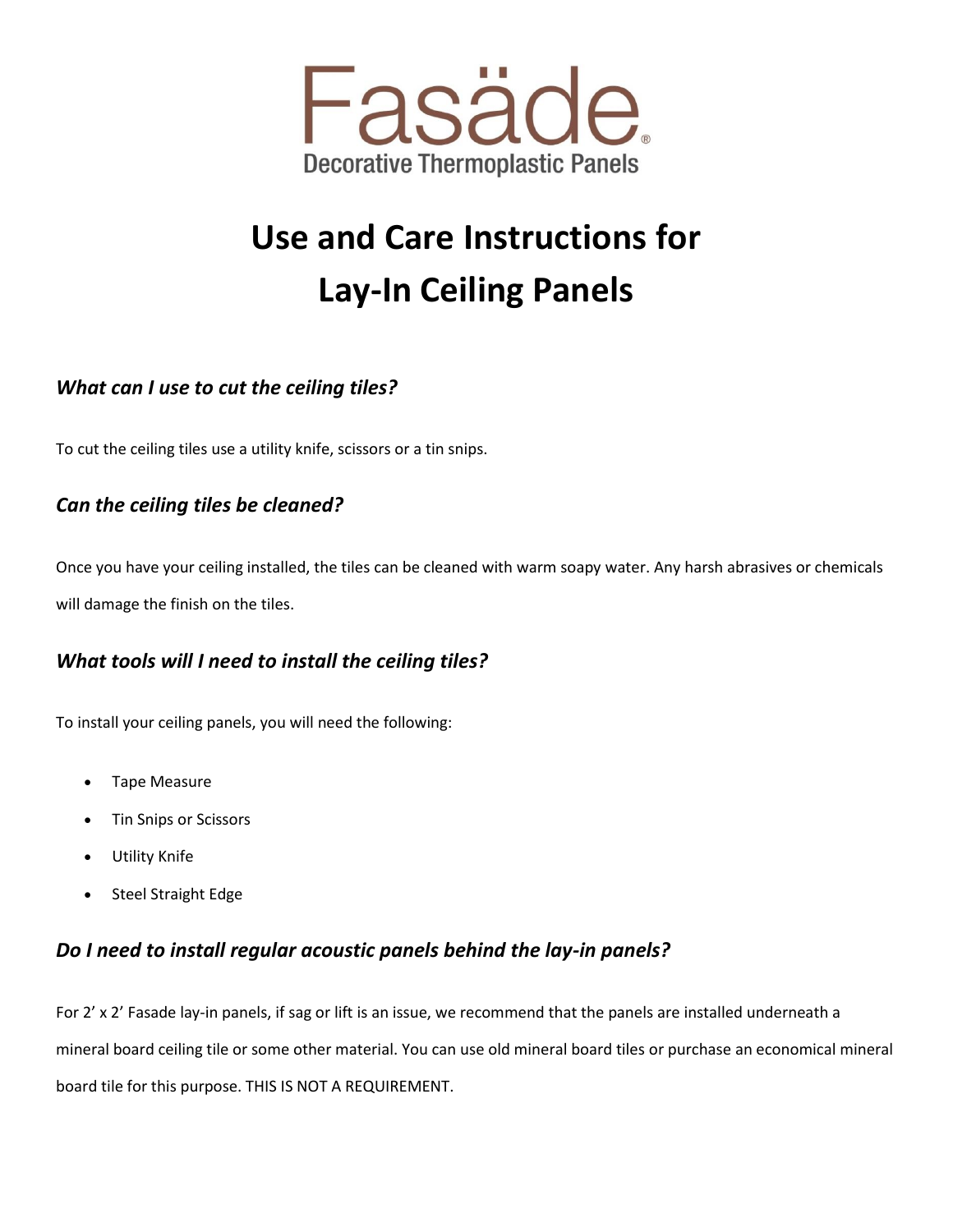# Fasäde®

Decorative Thermoplastic Panels

# Use and Care Instructions for Lay-In Ceiling Panels

### *What can I use to cut the ceiling tiles?*

To cut the ceiling tiles use a utility knife, scissors or a tin snips.

### *Can the ceiling tiles be cleaned?*

Once you have your ceiling installed, the tiles can be cleaned with warm soapy water. Any harsh abrasives or chemicals will damage the finish on the tiles.

### *What tools will I need to install the ceiling tiles?*

To install your ceiling panels, you will need the following:

- Tape Measure
- Tin Snips or Scissors
- Utility Knife
- Steel Straight Edge

### *Do I need to install regular acoustic panels behind the lay-in panels?*

For 2' x 2' Fasade lay-in panels, if sag or lift is an issue, we recommend that the panels are installed underneath a mineral board ceiling tile or some other material. You can use old mineral board tiles or purchase an economical mineral board tile for this purpose. THIS IS NOT A REQUIREMENT.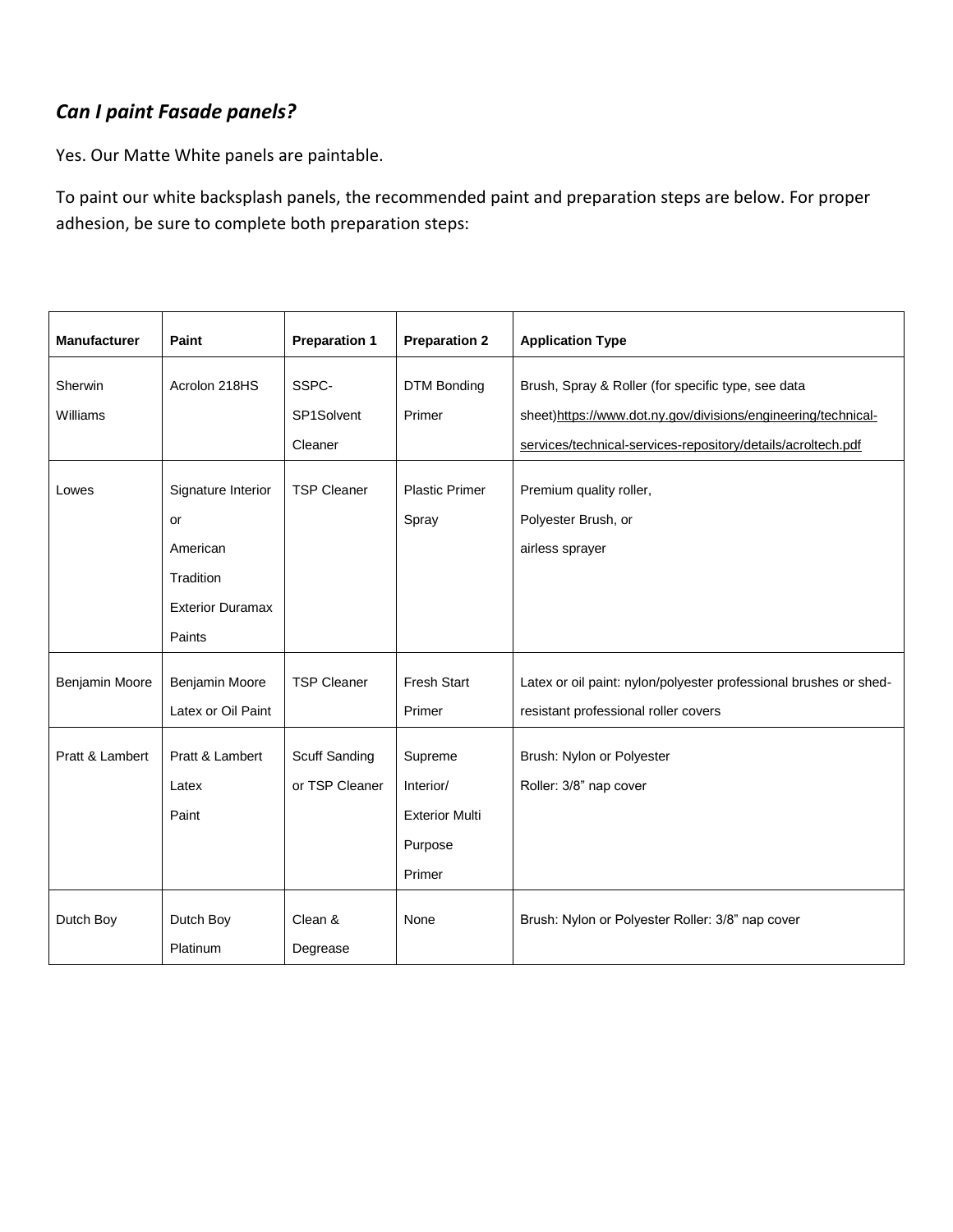### *Can I paint Fasade panels?*

Yes. Our Matte White panels are paintable.

To paint our white backsplash panels, the recommended paint and preparation steps are below. For proper adhesion, be sure to complete both preparation steps:

| Manufacturer | Paint | Preparation 1 | Preparation 2 | Application Type |
|---|---|---|---|---|
| Sherwin Williams | Acrolon 218HS | SSPC-SP1Solvent Cleaner | DTM Bonding Primer | Brush, Spray & Roller (for specific type, see data sheet)https://www.dot.ny.gov/divisions/engineering/technical-services/technical-services-repository/details/acroltech.pdf |
| Lowes | Signature Interior or American Tradition Exterior Duramax Paints | TSP Cleaner | Plastic Primer Spray | Premium quality roller, Polyester Brush, or airless sprayer |
| Benjamin Moore | Benjamin Moore Latex or Oil Paint | TSP Cleaner | Fresh Start Primer | Latex or oil paint: nylon/polyester professional brushes or shed-resistant professional roller covers |
| Pratt & Lambert | Pratt & Lambert Latex Paint | Scuff Sanding or TSP Cleaner | Supreme Interior/ Exterior Multi Purpose Primer | Brush: Nylon or Polyester<br>Roller: 3/8" nap cover |
| Dutch Boy | Dutch Boy Platinum | Clean & Degrease | None | Brush: Nylon or Polyester Roller: 3/8" nap cover |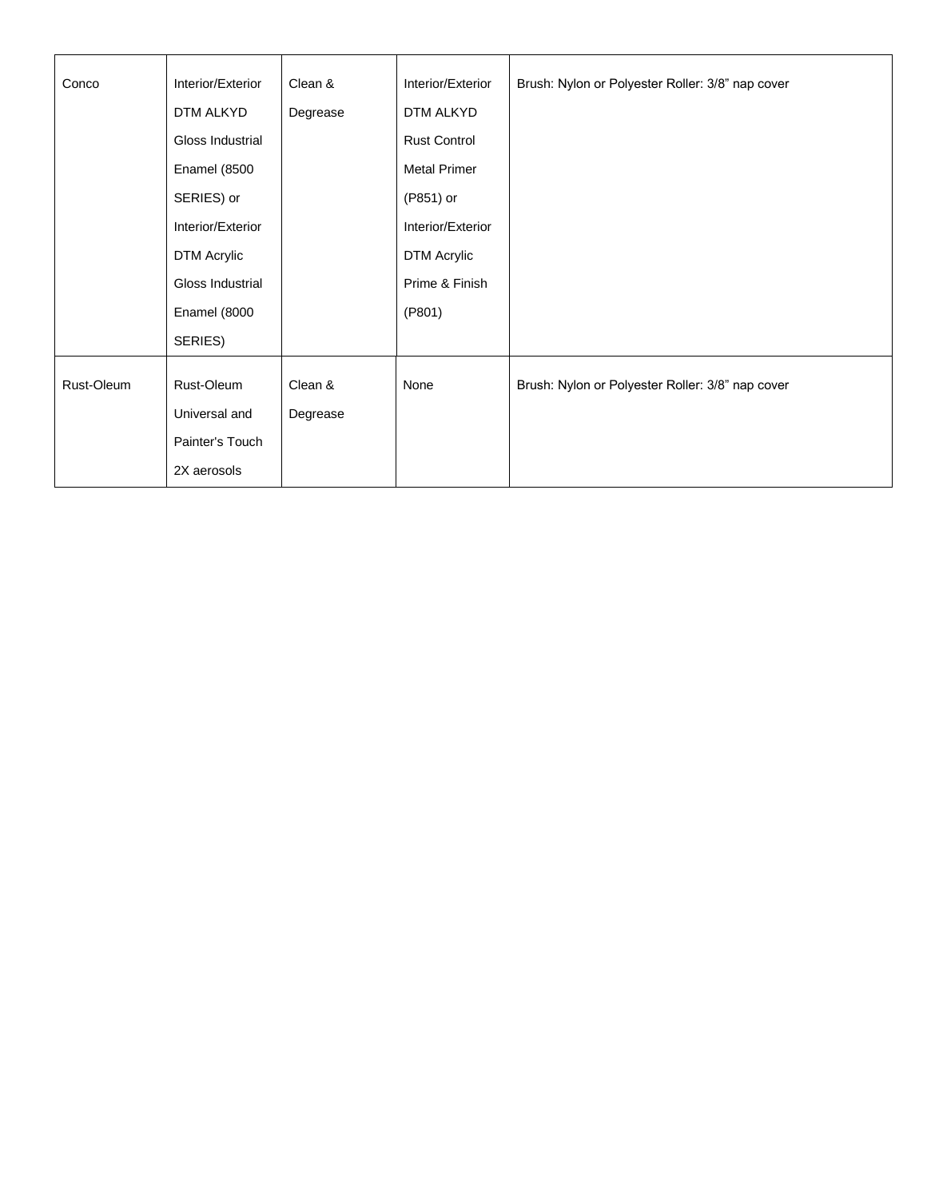| | | | | |
|---|---|---|---|---|
| Conco | Interior/Exterior DTM ALKYD Gloss Industrial Enamel (8500 SERIES) or Interior/Exterior DTM Acrylic Gloss Industrial Enamel (8000 SERIES) | Clean & Degrease | Interior/Exterior DTM ALKYD Rust Control Metal Primer (P851) or Interior/Exterior DTM Acrylic Prime & Finish (P801) | Brush: Nylon or Polyester Roller: 3/8" nap cover |
| Rust-Oleum | Rust-Oleum Universal and Painter's Touch 2X aerosols | Clean & Degrease | None | Brush: Nylon or Polyester Roller: 3/8" nap cover |